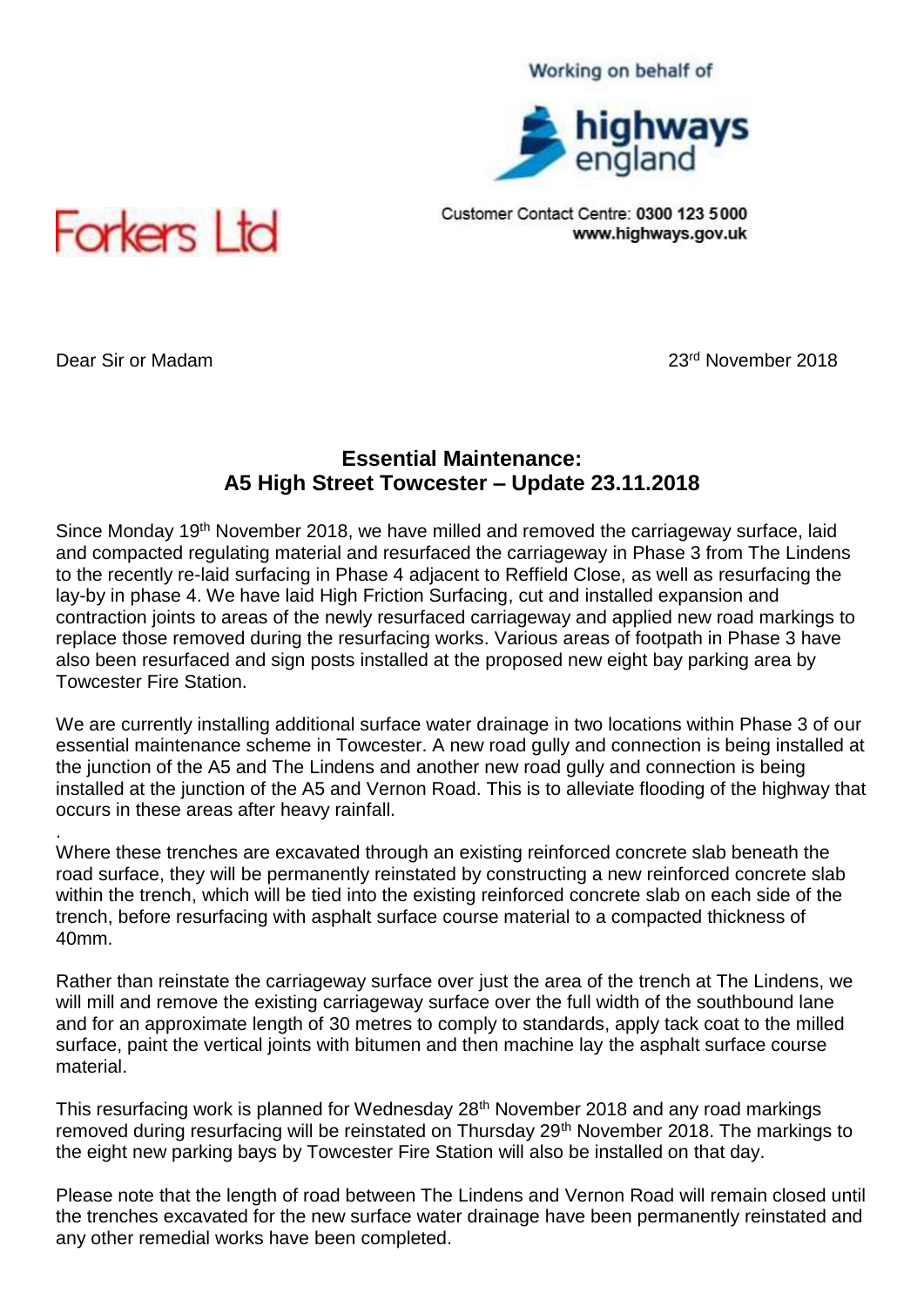Working on behalf of

highways england

Customer Contact Centre: **0300 123 5000**
**www.highways.gov.uk**

Forkers Ltd

Dear Sir or Madam

23rd November 2018

## Essential Maintenance:
## A5 High Street Towcester – Update 23.11.2018

Since Monday 19th November 2018, we have milled and removed the carriageway surface, laid and compacted regulating material and resurfaced the carriageway in Phase 3 from The Lindens to the recently re-laid surfacing in Phase 4 adjacent to Reffield Close, as well as resurfacing the lay-by in phase 4. We have laid High Friction Surfacing, cut and installed expansion and contraction joints to areas of the newly resurfaced carriageway and applied new road markings to replace those removed during the resurfacing works. Various areas of footpath in Phase 3 have also been resurfaced and sign posts installed at the proposed new eight bay parking area by Towcester Fire Station.

We are currently installing additional surface water drainage in two locations within Phase 3 of our essential maintenance scheme in Towcester. A new road gully and connection is being installed at the junction of the A5 and The Lindens and another new road gully and connection is being installed at the junction of the A5 and Vernon Road. This is to alleviate flooding of the highway that occurs in these areas after heavy rainfall.

Where these trenches are excavated through an existing reinforced concrete slab beneath the road surface, they will be permanently reinstated by constructing a new reinforced concrete slab within the trench, which will be tied into the existing reinforced concrete slab on each side of the trench, before resurfacing with asphalt surface course material to a compacted thickness of 40mm.

Rather than reinstate the carriageway surface over just the area of the trench at The Lindens, we will mill and remove the existing carriageway surface over the full width of the southbound lane and for an approximate length of 30 metres to comply to standards, apply tack coat to the milled surface, paint the vertical joints with bitumen and then machine lay the asphalt surface course material.

This resurfacing work is planned for Wednesday 28th November 2018 and any road markings removed during resurfacing will be reinstated on Thursday 29th November 2018. The markings to the eight new parking bays by Towcester Fire Station will also be installed on that day.

Please note that the length of road between The Lindens and Vernon Road will remain closed until the trenches excavated for the new surface water drainage have been permanently reinstated and any other remedial works have been completed.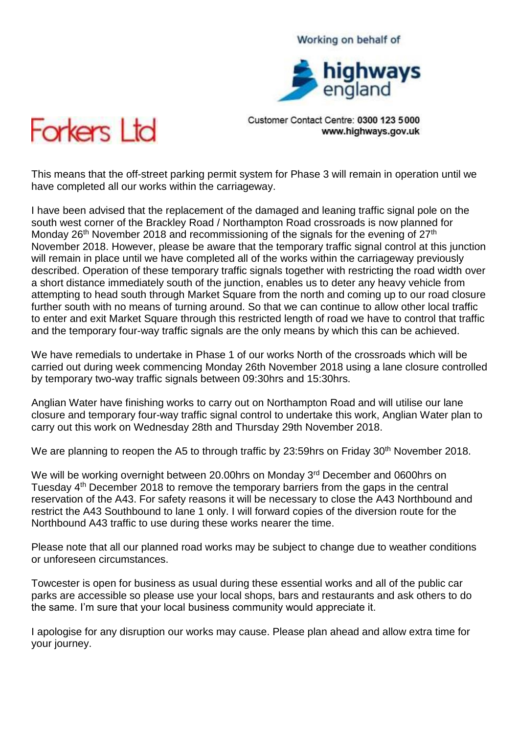Working on behalf of

highways england

Customer Contact Centre: **0300 123 5000**
**www.highways.gov.uk**

Forkers Ltd

This means that the off-street parking permit system for Phase 3 will remain in operation until we have completed all our works within the carriageway.

I have been advised that the replacement of the damaged and leaning traffic signal pole on the south west corner of the Brackley Road / Northampton Road crossroads is now planned for Monday 26th November 2018 and recommissioning of the signals for the evening of 27th November 2018. However, please be aware that the temporary traffic signal control at this junction will remain in place until we have completed all of the works within the carriageway previously described. Operation of these temporary traffic signals together with restricting the road width over a short distance immediately south of the junction, enables us to deter any heavy vehicle from attempting to head south through Market Square from the north and coming up to our road closure further south with no means of turning around. So that we can continue to allow other local traffic to enter and exit Market Square through this restricted length of road we have to control that traffic and the temporary four-way traffic signals are the only means by which this can be achieved.

We have remedials to undertake in Phase 1 of our works North of the crossroads which will be carried out during week commencing Monday 26th November 2018 using a lane closure controlled by temporary two-way traffic signals between 09:30hrs and 15:30hrs.

Anglian Water have finishing works to carry out on Northampton Road and will utilise our lane closure and temporary four-way traffic signal control to undertake this work, Anglian Water plan to carry out this work on Wednesday 28th and Thursday 29th November 2018.

We are planning to reopen the A5 to through traffic by 23:59hrs on Friday 30th November 2018.

We will be working overnight between 20.00hrs on Monday 3rd December and 0600hrs on Tuesday 4th December 2018 to remove the temporary barriers from the gaps in the central reservation of the A43. For safety reasons it will be necessary to close the A43 Northbound and restrict the A43 Southbound to lane 1 only. I will forward copies of the diversion route for the Northbound A43 traffic to use during these works nearer the time.

Please note that all our planned road works may be subject to change due to weather conditions or unforeseen circumstances.

Towcester is open for business as usual during these essential works and all of the public car parks are accessible so please use your local shops, bars and restaurants and ask others to do the same. I'm sure that your local business community would appreciate it.

I apologise for any disruption our works may cause. Please plan ahead and allow extra time for your journey.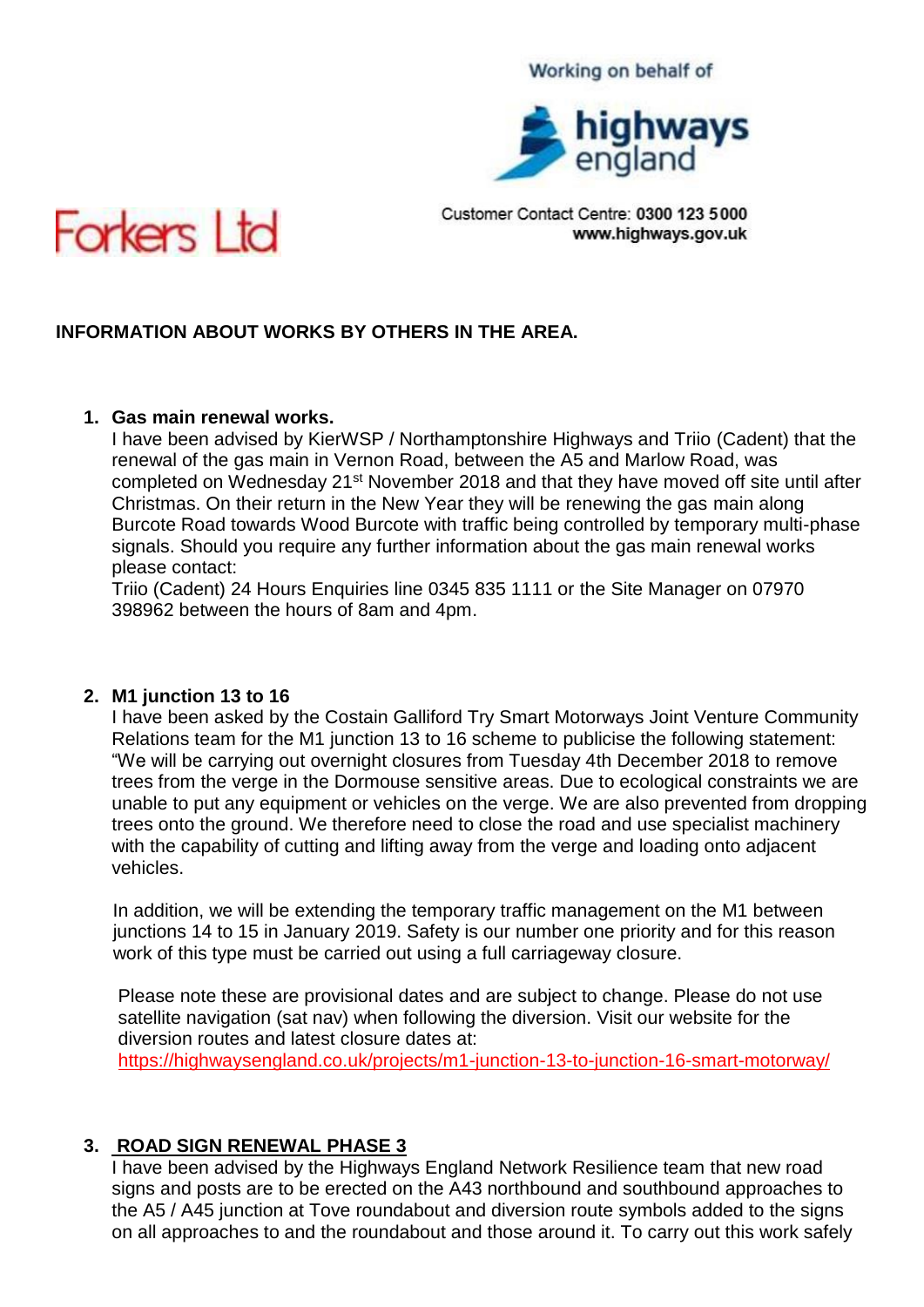Working on behalf of

**highways england**

Customer Contact Centre: **0300 123 5000**
**www.highways.gov.uk**

Forkers Ltd

**INFORMATION ABOUT WORKS BY OTHERS IN THE AREA.**

1. **Gas main renewal works.**
   I have been advised by KierWSP / Northamptonshire Highways and Triio (Cadent) that the renewal of the gas main in Vernon Road, between the A5 and Marlow Road, was completed on Wednesday 21st November 2018 and that they have moved off site until after Christmas. On their return in the New Year they will be renewing the gas main along Burcote Road towards Wood Burcote with traffic being controlled by temporary multi-phase signals. Should you require any further information about the gas main renewal works please contact:
   Triio (Cadent) 24 Hours Enquiries line 0345 835 1111 or the Site Manager on 07970 398962 between the hours of 8am and 4pm.

2. **M1 junction 13 to 16**
   I have been asked by the Costain Galliford Try Smart Motorways Joint Venture Community Relations team for the M1 junction 13 to 16 scheme to publicise the following statement: "We will be carrying out overnight closures from Tuesday 4th December 2018 to remove trees from the verge in the Dormouse sensitive areas. Due to ecological constraints we are unable to put any equipment or vehicles on the verge. We are also prevented from dropping trees onto the ground. We therefore need to close the road and use specialist machinery with the capability of cutting and lifting away from the verge and loading onto adjacent vehicles.

   In addition, we will be extending the temporary traffic management on the M1 between junctions 14 to 15 in January 2019. Safety is our number one priority and for this reason work of this type must be carried out using a full carriageway closure.

   Please note these are provisional dates and are subject to change. Please do not use satellite navigation (sat nav) when following the diversion. Visit our website for the diversion routes and latest closure dates at:
   https://highwaysengland.co.uk/projects/m1-junction-13-to-junction-16-smart-motorway/

3. **ROAD SIGN RENEWAL PHASE 3**
   I have been advised by the Highways England Network Resilience team that new road signs and posts are to be erected on the A43 northbound and southbound approaches to the A5 / A45 junction at Tove roundabout and diversion route symbols added to the signs on all approaches to and the roundabout and those around it. To carry out this work safely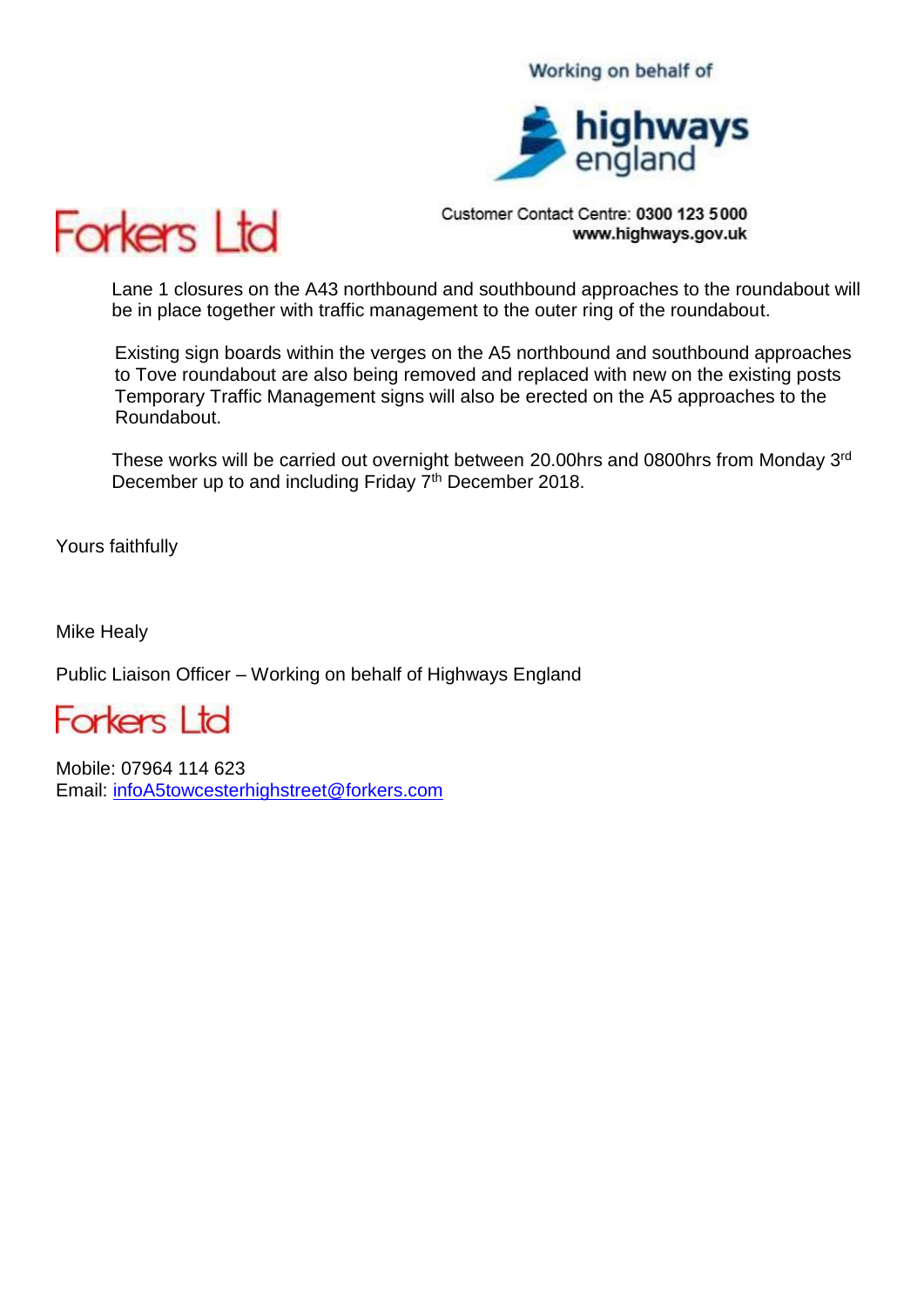Working on behalf of

highways england

Customer Contact Centre: **0300 123 5000**
**www.highways.gov.uk**

Forkers Ltd

Lane 1 closures on the A43 northbound and southbound approaches to the roundabout will be in place together with traffic management to the outer ring of the roundabout.

Existing sign boards within the verges on the A5 northbound and southbound approaches to Tove roundabout are also being removed and replaced with new on the existing posts Temporary Traffic Management signs will also be erected on the A5 approaches to the Roundabout.

These works will be carried out overnight between 20.00hrs and 0800hrs from Monday 3rd December up to and including Friday 7th December 2018.

Yours faithfully

Mike Healy

Public Liaison Officer – Working on behalf of Highways England

Forkers Ltd

Mobile: 07964 114 623
Email: infoA5towcesterhighstreet@forkers.com